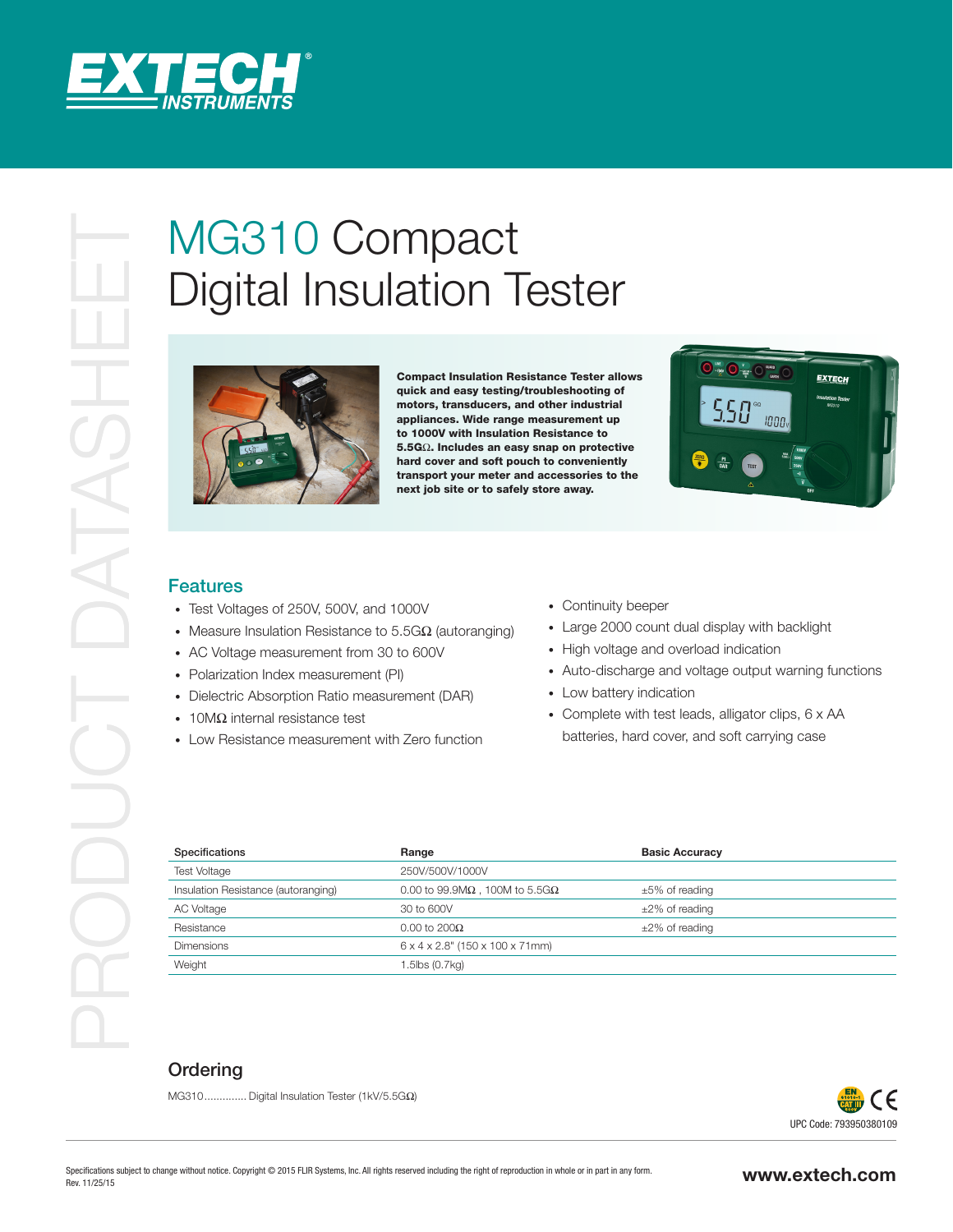EXTECH INSTRUMENTS

PRODUCT DATASHEET

# MG310 Compact Digital Insulation Tester

**Compact Insulation Resistance Tester allows quick and easy testing/troubleshooting of motors, transducers, and other industrial appliances. Wide range measurement up to 1000V with Insulation Resistance to 5.5GΩ. Includes an easy snap on protective hard cover and soft pouch to conveniently transport your meter and accessories to the next job site or to safely store away.**

## Features

- Test Voltages of 250V, 500V, and 1000V
- Measure Insulation Resistance to 5.5GΩ (autoranging)
- AC Voltage measurement from 30 to 600V
- Polarization Index measurement (PI)
- Dielectric Absorption Ratio measurement (DAR)
- 10MΩ internal resistance test
- Low Resistance measurement with Zero function
- Continuity beeper
- Large 2000 count dual display with backlight
- High voltage and overload indication
- Auto-discharge and voltage output warning functions
- Low battery indication
- Complete with test leads, alligator clips, 6 x AA batteries, hard cover, and soft carrying case

| Specifications | Range | Basic Accuracy |
|---|---|---|
| Test Voltage | 250V/500V/1000V | |
| Insulation Resistance (autoranging) | 0.00 to 99.9MΩ , 100M to 5.5GΩ | ±5% of reading |
| AC Voltage | 30 to 600V | ±2% of reading |
| Resistance | 0.00 to 200Ω | ±2% of reading |
| Dimensions | 6 x 4 x 2.8" (150 x 100 x 71mm) | |
| Weight | 1.5lbs (0.7kg) | |

## Ordering

MG310............. Digital Insulation Tester (1kV/5.5GΩ)

UPC Code: 793950380109

Specifications subject to change without notice. Copyright © 2015 FLIR Systems, Inc. All rights reserved including the right of reproduction in whole or in part in any form.
Rev. 11/25/15

www.extech.com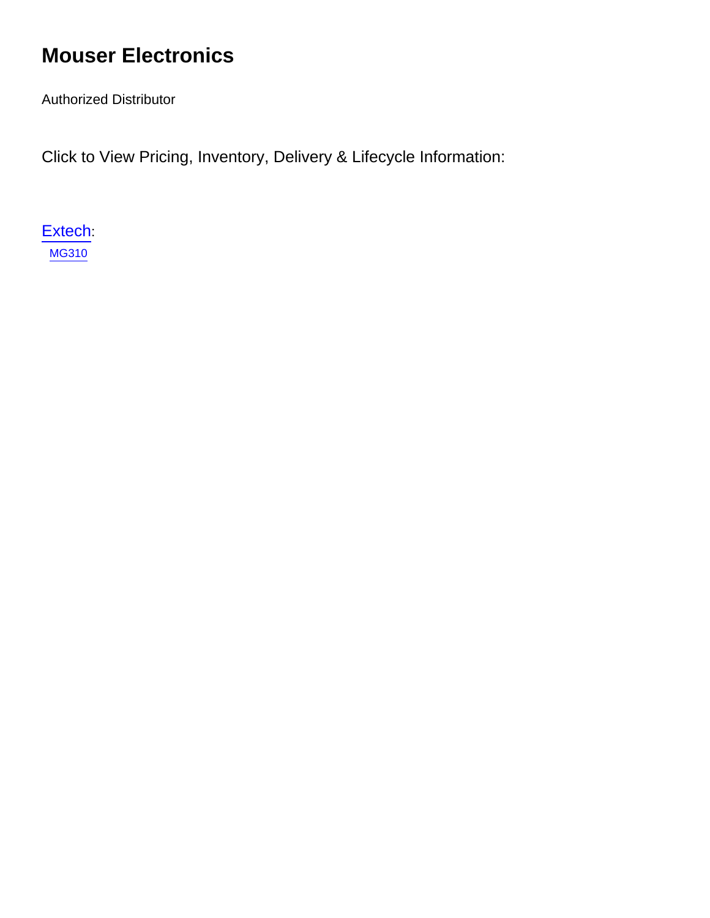# Mouser Electronics

Authorized Distributor

Click to View Pricing, Inventory, Delivery & Lifecycle Information:

[Extech](Extech):

[MG310](MG310)